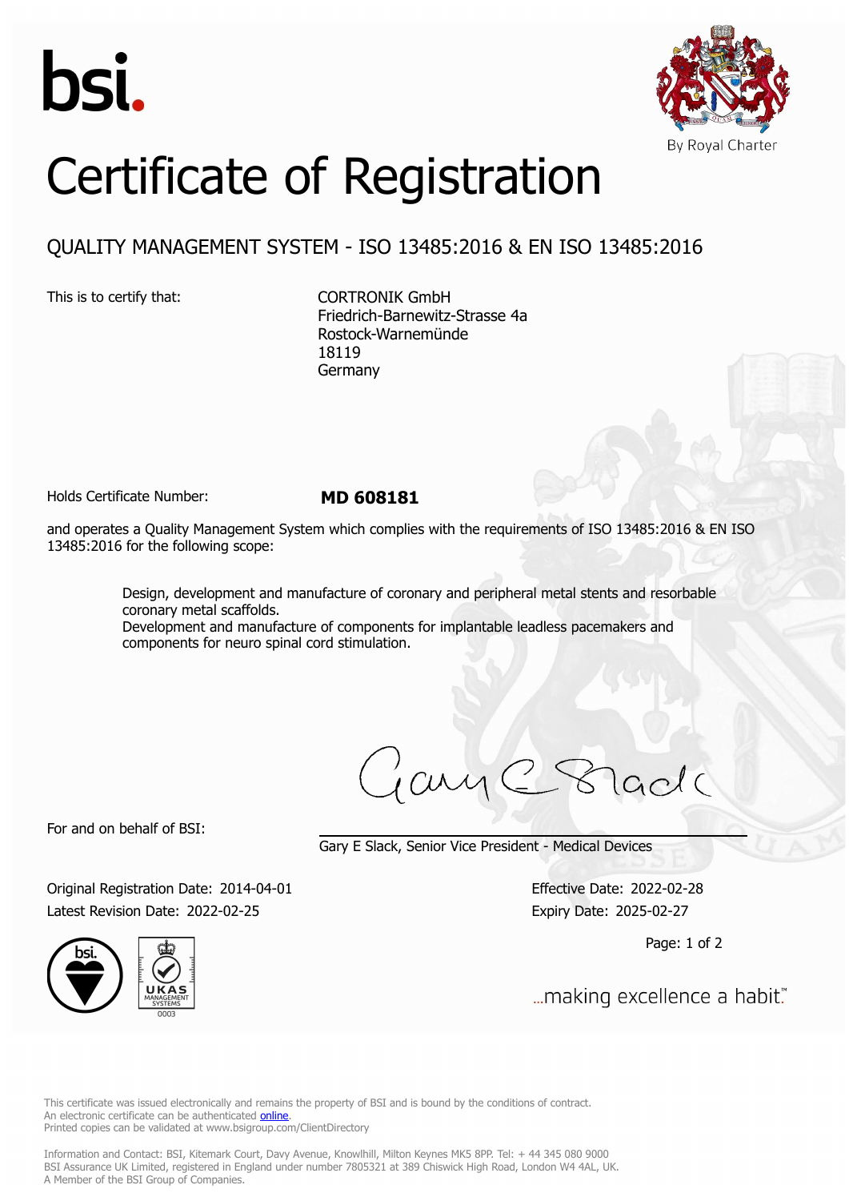bsi.

By Royal Charter

# Certificate of Registration

## QUALITY MANAGEMENT SYSTEM - ISO 13485:2016 & EN ISO 13485:2016

This is to certify that:

CORTRONIK GmbH
Friedrich-Barnewitz-Strasse 4a
Rostock-Warnemünde
18119
Germany

Holds Certificate Number: **MD 608181**

and operates a Quality Management System which complies with the requirements of ISO 13485:2016 & EN ISO 13485:2016 for the following scope:

> Design, development and manufacture of coronary and peripheral metal stents and resorbable coronary metal scaffolds.
> Development and manufacture of components for implantable leadless pacemakers and components for neuro spinal cord stimulation.

For and on behalf of BSI:

Gary E Slack, Senior Vice President - Medical Devices

Original Registration Date: 2014-04-01

Latest Revision Date: 2022-02-25

Effective Date: 2022-02-28

Expiry Date: 2025-02-27

...making excellence a habit.™

This certificate was issued electronically and remains the property of BSI and is bound by the conditions of contract.
An electronic certificate can be authenticated online.
Printed copies can be validated at www.bsigroup.com/ClientDirectory

Information and Contact: BSI, Kitemark Court, Davy Avenue, Knowlhill, Milton Keynes MK5 8PP. Tel: + 44 345 080 9000
BSI Assurance UK Limited, registered in England under number 7805321 at 389 Chiswick High Road, London W4 4AL, UK.
A Member of the BSI Group of Companies.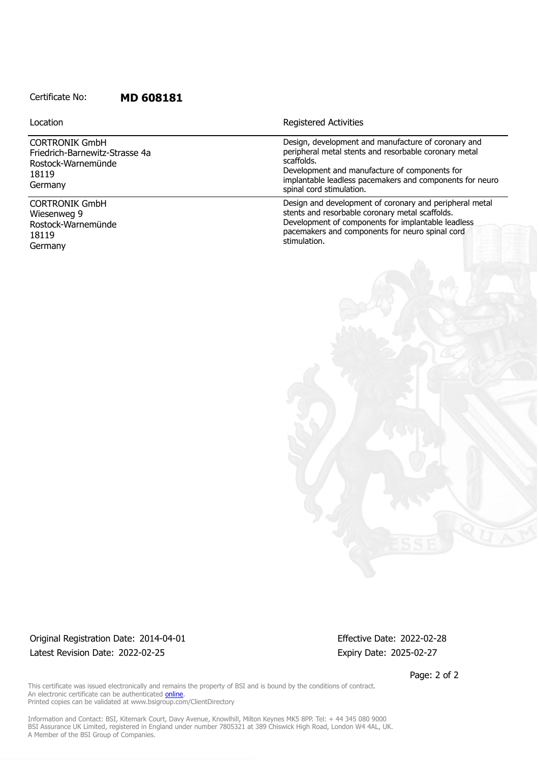Certificate No: **MD 608181**

| Location | Registered Activities |
| --- | --- |
| CORTRONIK GmbH<br>Friedrich-Barnewitz-Strasse 4a<br>Rostock-Warnemünde<br>18119<br>Germany | Design, development and manufacture of coronary and peripheral metal stents and resorbable coronary metal scaffolds.<br>Development and manufacture of components for implantable leadless pacemakers and components for neuro spinal cord stimulation. |
| CORTRONIK GmbH<br>Wiesenweg 9<br>Rostock-Warnemünde<br>18119<br>Germany | Design and development of coronary and peripheral metal stents and resorbable coronary metal scaffolds.<br>Development of components for implantable leadless pacemakers and components for neuro spinal cord stimulation. |

Original Registration Date: 2014-04-01

Latest Revision Date: 2022-02-25

Effective Date: 2022-02-28

Expiry Date: 2025-02-27

This certificate was issued electronically and remains the property of BSI and is bound by the conditions of contract.
An electronic certificate can be authenticated online.
Printed copies can be validated at www.bsigroup.com/ClientDirectory

Information and Contact: BSI, Kitemark Court, Davy Avenue, Knowlhill, Milton Keynes MK5 8PP. Tel: + 44 345 080 9000
BSI Assurance UK Limited, registered in England under number 7805321 at 389 Chiswick High Road, London W4 4AL, UK.
A Member of the BSI Group of Companies.